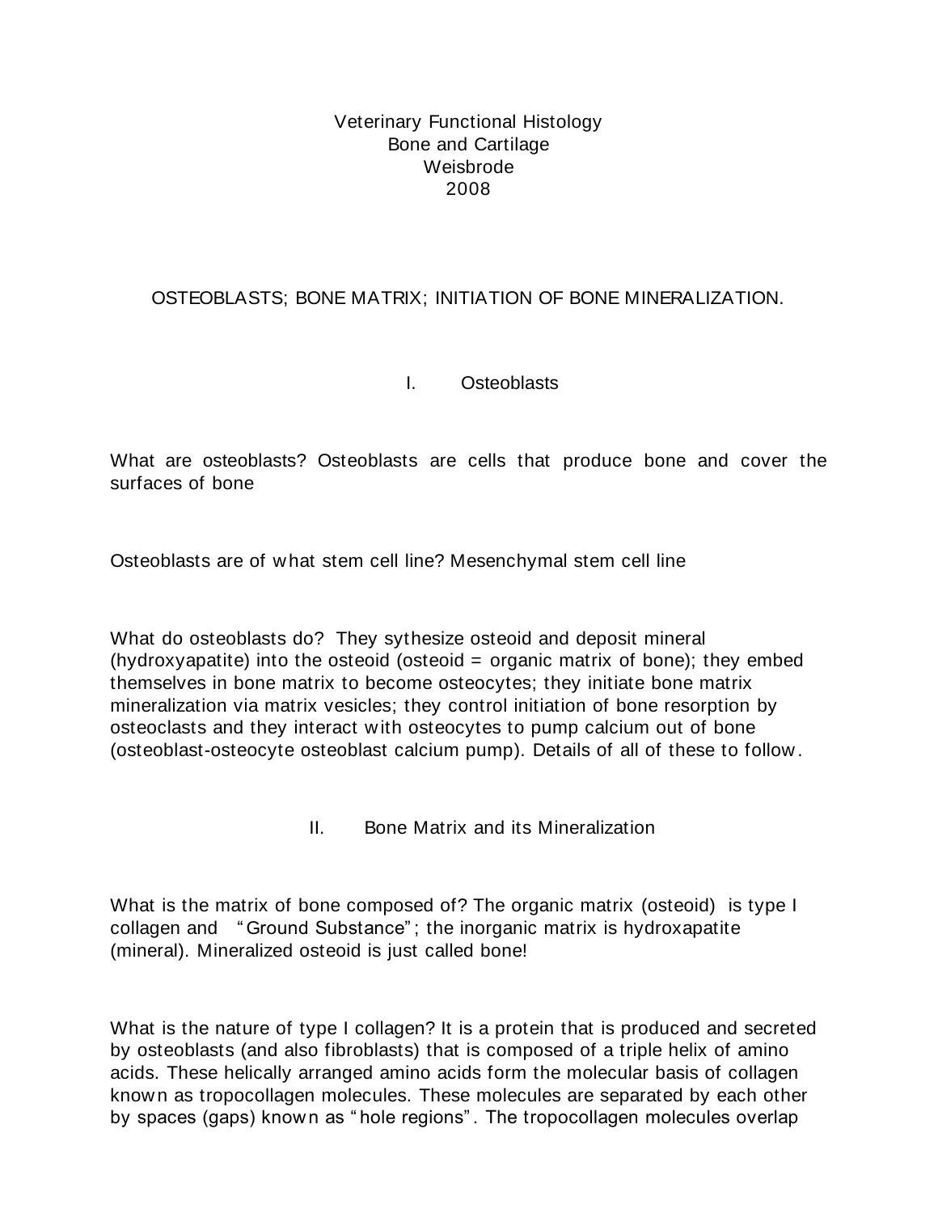Veterinary Functional Histology
Bone and Cartilage
Weisbrode
2008

# OSTEOBLASTS; BONE MATRIX; INITIATION OF BONE MINERALIZATION.

## I. Osteoblasts

What are osteoblasts? Osteoblasts are cells that produce bone and cover the surfaces of bone

Osteoblasts are of what stem cell line? Mesenchymal stem cell line

What do osteoblasts do? They sythesize osteoid and deposit mineral (hydroxyapatite) into the osteoid (osteoid = organic matrix of bone); they embed themselves in bone matrix to become osteocytes; they initiate bone matrix mineralization via matrix vesicles; they control initiation of bone resorption by osteoclasts and they interact with osteocytes to pump calcium out of bone (osteoblast-osteocyte osteoblast calcium pump). Details of all of these to follow.

## II. Bone Matrix and its Mineralization

What is the matrix of bone composed of? The organic matrix (osteoid) is type I collagen and "Ground Substance"; the inorganic matrix is hydroxapatite (mineral). Mineralized osteoid is just called bone!

What is the nature of type I collagen? It is a protein that is produced and secreted by osteoblasts (and also fibroblasts) that is composed of a triple helix of amino acids. These helically arranged amino acids form the molecular basis of collagen known as tropocollagen molecules. These molecules are separated by each other by spaces (gaps) known as "hole regions". The tropocollagen molecules overlap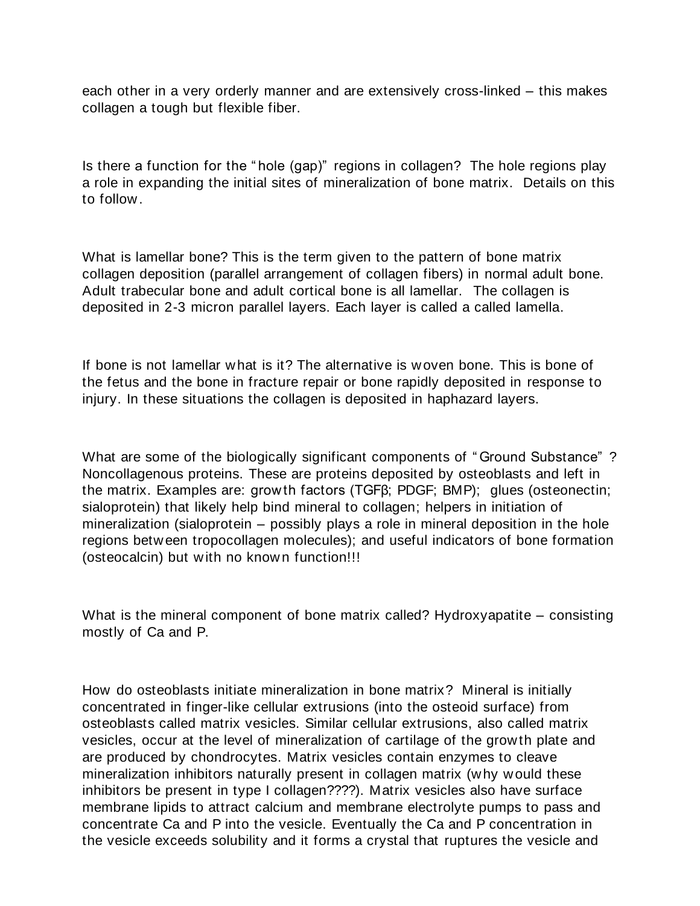each other in a very orderly manner and are extensively cross-linked – this makes collagen a tough but flexible fiber.

Is there a function for the "hole (gap)" regions in collagen? The hole regions play a role in expanding the initial sites of mineralization of bone matrix. Details on this to follow.

What is lamellar bone? This is the term given to the pattern of bone matrix collagen deposition (parallel arrangement of collagen fibers) in normal adult bone. Adult trabecular bone and adult cortical bone is all lamellar. The collagen is deposited in 2-3 micron parallel layers. Each layer is called a called lamella.

If bone is not lamellar what is it? The alternative is woven bone. This is bone of the fetus and the bone in fracture repair or bone rapidly deposited in response to injury. In these situations the collagen is deposited in haphazard layers.

What are some of the biologically significant components of "Ground Substance"? Noncollagenous proteins. These are proteins deposited by osteoblasts and left in the matrix. Examples are: growth factors (TGFβ; PDGF; BMP); glues (osteonectin; sialoprotein) that likely help bind mineral to collagen; helpers in initiation of mineralization (sialoprotein – possibly plays a role in mineral deposition in the hole regions between tropocollagen molecules); and useful indicators of bone formation (osteocalcin) but with no known function!!!

What is the mineral component of bone matrix called? Hydroxyapatite – consisting mostly of Ca and P.

How do osteoblasts initiate mineralization in bone matrix? Mineral is initially concentrated in finger-like cellular extrusions (into the osteoid surface) from osteoblasts called matrix vesicles. Similar cellular extrusions, also called matrix vesicles, occur at the level of mineralization of cartilage of the growth plate and are produced by chondrocytes. Matrix vesicles contain enzymes to cleave mineralization inhibitors naturally present in collagen matrix (why would these inhibitors be present in type I collagen????). Matrix vesicles also have surface membrane lipids to attract calcium and membrane electrolyte pumps to pass and concentrate Ca and P into the vesicle. Eventually the Ca and P concentration in the vesicle exceeds solubility and it forms a crystal that ruptures the vesicle and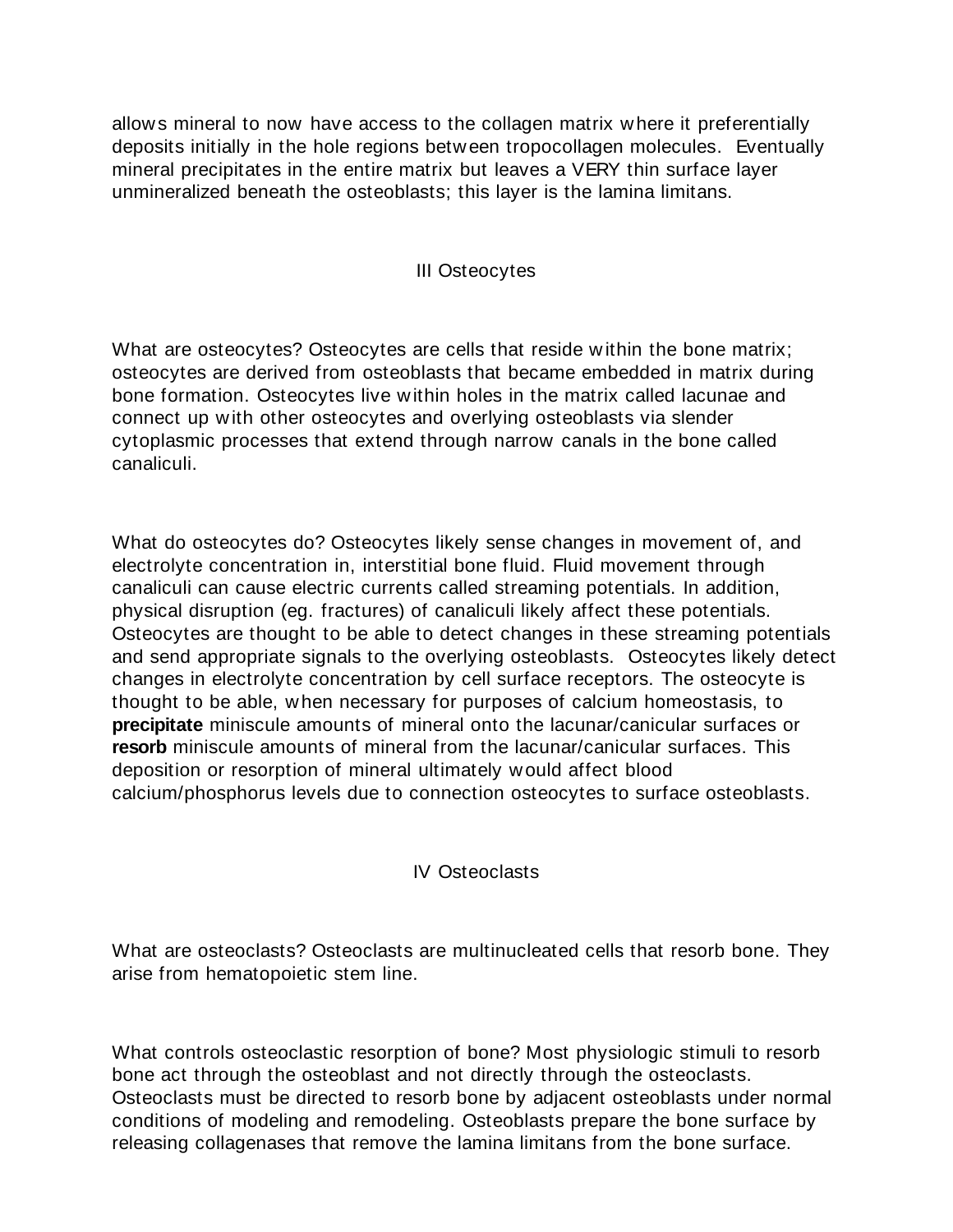allows mineral to now have access to the collagen matrix where it preferentially deposits initially in the hole regions between tropocollagen molecules. Eventually mineral precipitates in the entire matrix but leaves a VERY thin surface layer unmineralized beneath the osteoblasts; this layer is the lamina limitans.

## III Osteocytes

What are osteocytes? Osteocytes are cells that reside within the bone matrix; osteocytes are derived from osteoblasts that became embedded in matrix during bone formation. Osteocytes live within holes in the matrix called lacunae and connect up with other osteocytes and overlying osteoblasts via slender cytoplasmic processes that extend through narrow canals in the bone called canaliculi.

What do osteocytes do? Osteocytes likely sense changes in movement of, and electrolyte concentration in, interstitial bone fluid. Fluid movement through canaliculi can cause electric currents called streaming potentials. In addition, physical disruption (eg. fractures) of canaliculi likely affect these potentials. Osteocytes are thought to be able to detect changes in these streaming potentials and send appropriate signals to the overlying osteoblasts. Osteocytes likely detect changes in electrolyte concentration by cell surface receptors. The osteocyte is thought to be able, when necessary for purposes of calcium homeostasis, to **precipitate** miniscule amounts of mineral onto the lacunar/canicular surfaces or **resorb** miniscule amounts of mineral from the lacunar/canicular surfaces. This deposition or resorption of mineral ultimately would affect blood calcium/phosphorus levels due to connection osteocytes to surface osteoblasts.

## IV Osteoclasts

What are osteoclasts? Osteoclasts are multinucleated cells that resorb bone. They arise from hematopoietic stem line.

What controls osteoclastic resorption of bone? Most physiologic stimuli to resorb bone act through the osteoblast and not directly through the osteoclasts. Osteoclasts must be directed to resorb bone by adjacent osteoblasts under normal conditions of modeling and remodeling. Osteoblasts prepare the bone surface by releasing collagenases that remove the lamina limitans from the bone surface.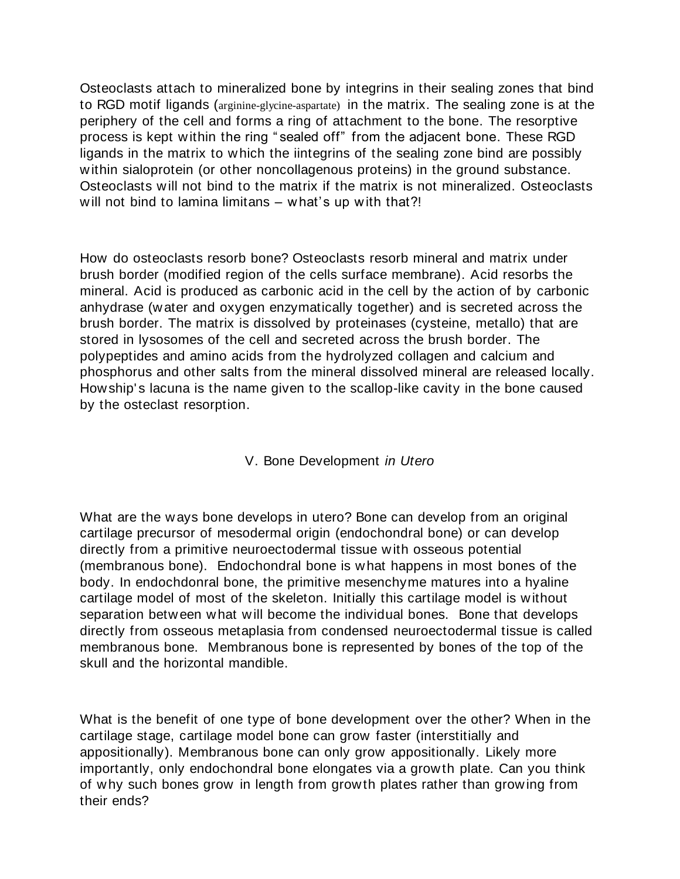Osteoclasts attach to mineralized bone by integrins in their sealing zones that bind to RGD motif ligands (arginine-glycine-aspartate) in the matrix. The sealing zone is at the periphery of the cell and forms a ring of attachment to the bone. The resorptive process is kept within the ring "sealed off" from the adjacent bone. These RGD ligands in the matrix to which the iintegrins of the sealing zone bind are possibly within sialoprotein (or other noncollagenous proteins) in the ground substance. Osteoclasts will not bind to the matrix if the matrix is not mineralized. Osteoclasts will not bind to lamina limitans – what's up with that?!

How do osteoclasts resorb bone? Osteoclasts resorb mineral and matrix under brush border (modified region of the cells surface membrane). Acid resorbs the mineral. Acid is produced as carbonic acid in the cell by the action of by carbonic anhydrase (water and oxygen enzymatically together) and is secreted across the brush border. The matrix is dissolved by proteinases (cysteine, metallo) that are stored in lysosomes of the cell and secreted across the brush border. The polypeptides and amino acids from the hydrolyzed collagen and calcium and phosphorus and other salts from the mineral dissolved mineral are released locally. Howship's lacuna is the name given to the scallop-like cavity in the bone caused by the osteclast resorption.

## V. Bone Development *in Utero*

What are the ways bone develops in utero? Bone can develop from an original cartilage precursor of mesodermal origin (endochondral bone) or can develop directly from a primitive neuroectodermal tissue with osseous potential (membranous bone). Endochondral bone is what happens in most bones of the body. In endochdonral bone, the primitive mesenchyme matures into a hyaline cartilage model of most of the skeleton. Initially this cartilage model is without separation between what will become the individual bones. Bone that develops directly from osseous metaplasia from condensed neuroectodermal tissue is called membranous bone. Membranous bone is represented by bones of the top of the skull and the horizontal mandible.

What is the benefit of one type of bone development over the other? When in the cartilage stage, cartilage model bone can grow faster (interstitially and appositionally). Membranous bone can only grow appositionally. Likely more importantly, only endochondral bone elongates via a growth plate. Can you think of why such bones grow in length from growth plates rather than growing from their ends?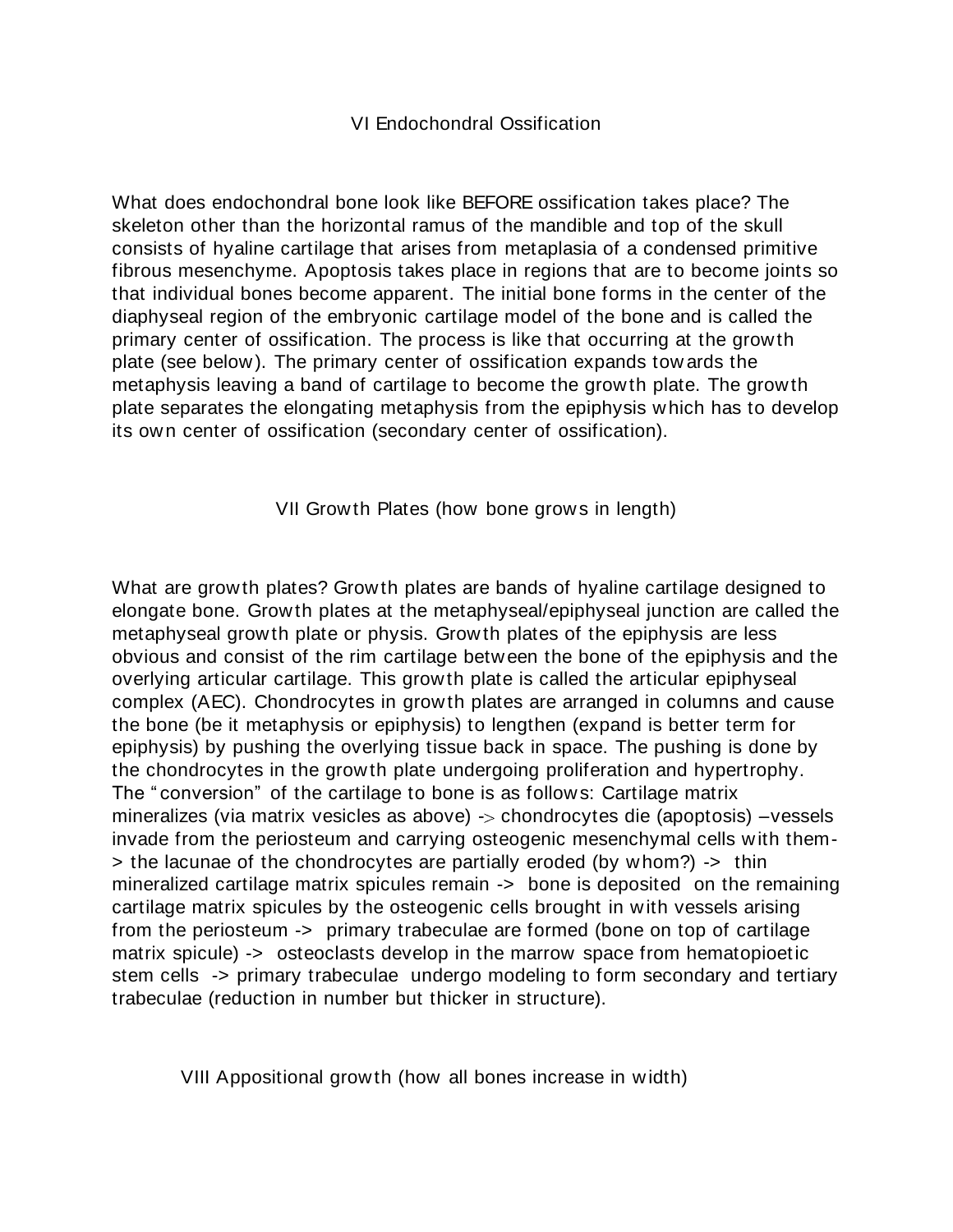## VI Endochondral Ossification

What does endochondral bone look like BEFORE ossification takes place? The skeleton other than the horizontal ramus of the mandible and top of the skull consists of hyaline cartilage that arises from metaplasia of a condensed primitive fibrous mesenchyme. Apoptosis takes place in regions that are to become joints so that individual bones become apparent. The initial bone forms in the center of the diaphyseal region of the embryonic cartilage model of the bone and is called the primary center of ossification. The process is like that occurring at the growth plate (see below). The primary center of ossification expands towards the metaphysis leaving a band of cartilage to become the growth plate. The growth plate separates the elongating metaphysis from the epiphysis which has to develop its own center of ossification (secondary center of ossification).

## VII Growth Plates (how bone grows in length)

What are growth plates? Growth plates are bands of hyaline cartilage designed to elongate bone. Growth plates at the metaphyseal/epiphyseal junction are called the metaphyseal growth plate or physis. Growth plates of the epiphysis are less obvious and consist of the rim cartilage between the bone of the epiphysis and the overlying articular cartilage. This growth plate is called the articular epiphyseal complex (AEC). Chondrocytes in growth plates are arranged in columns and cause the bone (be it metaphysis or epiphysis) to lengthen (expand is better term for epiphysis) by pushing the overlying tissue back in space. The pushing is done by the chondrocytes in the growth plate undergoing proliferation and hypertrophy. The "conversion" of the cartilage to bone is as follows: Cartilage matrix mineralizes (via matrix vesicles as above) -> chondrocytes die (apoptosis) –vessels invade from the periosteum and carrying osteogenic mesenchymal cells with them-> the lacunae of the chondrocytes are partially eroded (by whom?) -> thin mineralized cartilage matrix spicules remain -> bone is deposited on the remaining cartilage matrix spicules by the osteogenic cells brought in with vessels arising from the periosteum -> primary trabeculae are formed (bone on top of cartilage matrix spicule) -> osteoclasts develop in the marrow space from hematopioetic stem cells -> primary trabeculae undergo modeling to form secondary and tertiary trabeculae (reduction in number but thicker in structure).

## VIII Appositional growth (how all bones increase in width)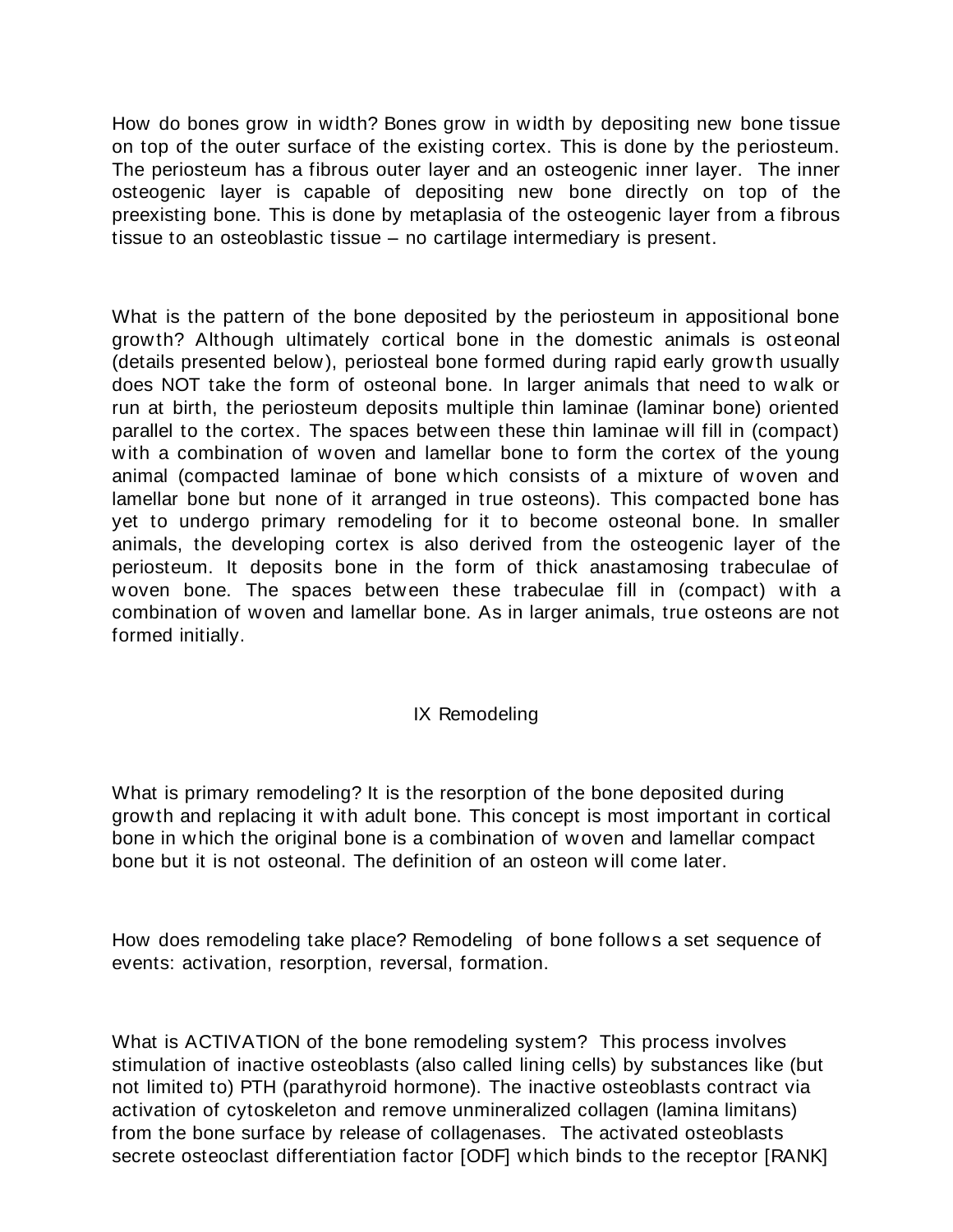How do bones grow in width? Bones grow in width by depositing new bone tissue on top of the outer surface of the existing cortex. This is done by the periosteum. The periosteum has a fibrous outer layer and an osteogenic inner layer. The inner osteogenic layer is capable of depositing new bone directly on top of the preexisting bone. This is done by metaplasia of the osteogenic layer from a fibrous tissue to an osteoblastic tissue – no cartilage intermediary is present.

What is the pattern of the bone deposited by the periosteum in appositional bone growth? Although ultimately cortical bone in the domestic animals is osteonal (details presented below), periosteal bone formed during rapid early growth usually does NOT take the form of osteonal bone. In larger animals that need to walk or run at birth, the periosteum deposits multiple thin laminae (laminar bone) oriented parallel to the cortex. The spaces between these thin laminae will fill in (compact) with a combination of woven and lamellar bone to form the cortex of the young animal (compacted laminae of bone which consists of a mixture of woven and lamellar bone but none of it arranged in true osteons). This compacted bone has yet to undergo primary remodeling for it to become osteonal bone. In smaller animals, the developing cortex is also derived from the osteogenic layer of the periosteum. It deposits bone in the form of thick anastamosing trabeculae of woven bone. The spaces between these trabeculae fill in (compact) with a combination of woven and lamellar bone. As in larger animals, true osteons are not formed initially.

## IX Remodeling

What is primary remodeling? It is the resorption of the bone deposited during growth and replacing it with adult bone. This concept is most important in cortical bone in which the original bone is a combination of woven and lamellar compact bone but it is not osteonal. The definition of an osteon will come later.

How does remodeling take place? Remodeling of bone follows a set sequence of events: activation, resorption, reversal, formation.

What is ACTIVATION of the bone remodeling system? This process involves stimulation of inactive osteoblasts (also called lining cells) by substances like (but not limited to) PTH (parathyroid hormone). The inactive osteoblasts contract via activation of cytoskeleton and remove unmineralized collagen (lamina limitans) from the bone surface by release of collagenases. The activated osteoblasts secrete osteoclast differentiation factor [ODF] which binds to the receptor [RANK]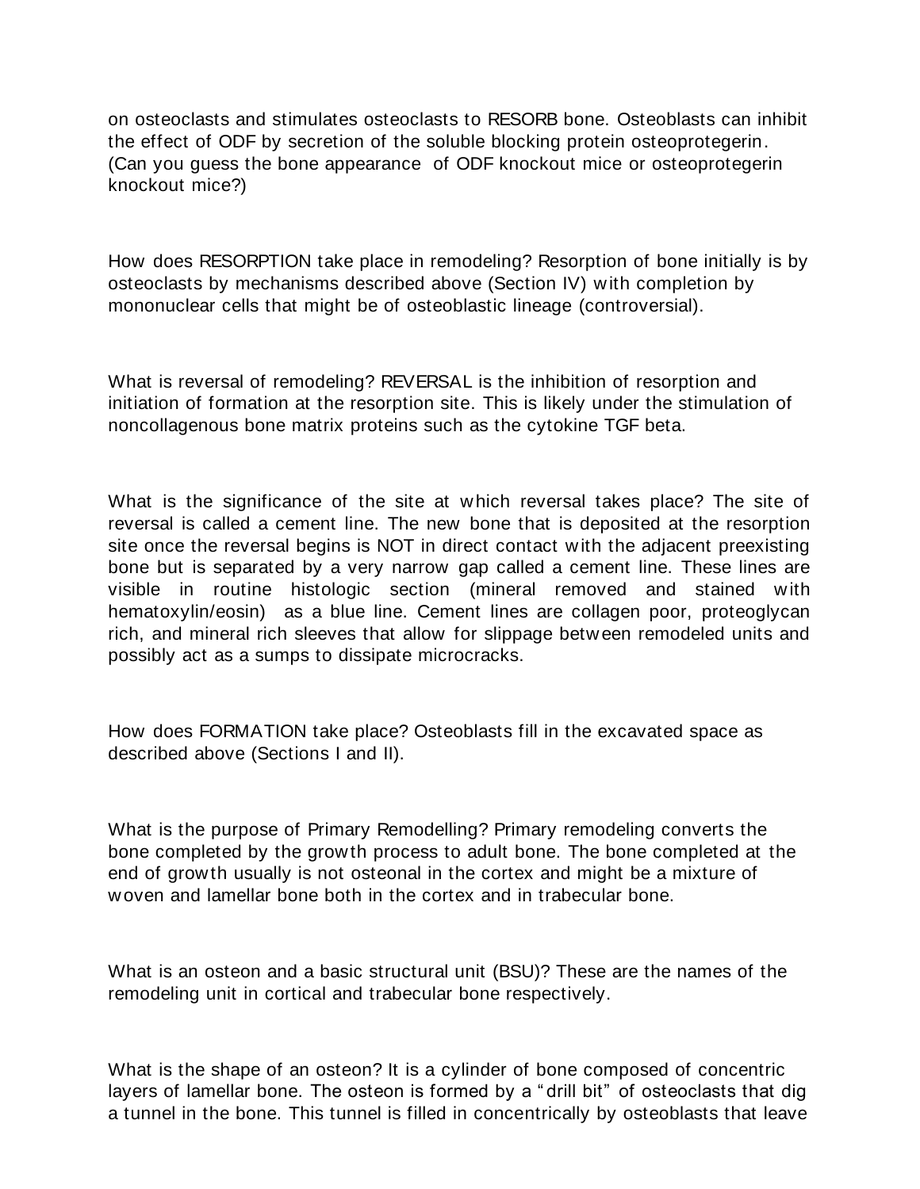on osteoclasts and stimulates osteoclasts to RESORB bone. Osteoblasts can inhibit the effect of ODF by secretion of the soluble blocking protein osteoprotegerin. (Can you guess the bone appearance of ODF knockout mice or osteoprotegerin knockout mice?)

How does RESORPTION take place in remodeling? Resorption of bone initially is by osteoclasts by mechanisms described above (Section IV) with completion by mononuclear cells that might be of osteoblastic lineage (controversial).

What is reversal of remodeling? REVERSAL is the inhibition of resorption and initiation of formation at the resorption site. This is likely under the stimulation of noncollagenous bone matrix proteins such as the cytokine TGF beta.

What is the significance of the site at which reversal takes place? The site of reversal is called a cement line. The new bone that is deposited at the resorption site once the reversal begins is NOT in direct contact with the adjacent preexisting bone but is separated by a very narrow gap called a cement line. These lines are visible in routine histologic section (mineral removed and stained with hematoxylin/eosin) as a blue line. Cement lines are collagen poor, proteoglycan rich, and mineral rich sleeves that allow for slippage between remodeled units and possibly act as a sumps to dissipate microcracks.

How does FORMATION take place? Osteoblasts fill in the excavated space as described above (Sections I and II).

What is the purpose of Primary Remodelling? Primary remodeling converts the bone completed by the growth process to adult bone. The bone completed at the end of growth usually is not osteonal in the cortex and might be a mixture of woven and lamellar bone both in the cortex and in trabecular bone.

What is an osteon and a basic structural unit (BSU)? These are the names of the remodeling unit in cortical and trabecular bone respectively.

What is the shape of an osteon? It is a cylinder of bone composed of concentric layers of lamellar bone. The osteon is formed by a "drill bit" of osteoclasts that dig a tunnel in the bone. This tunnel is filled in concentrically by osteoblasts that leave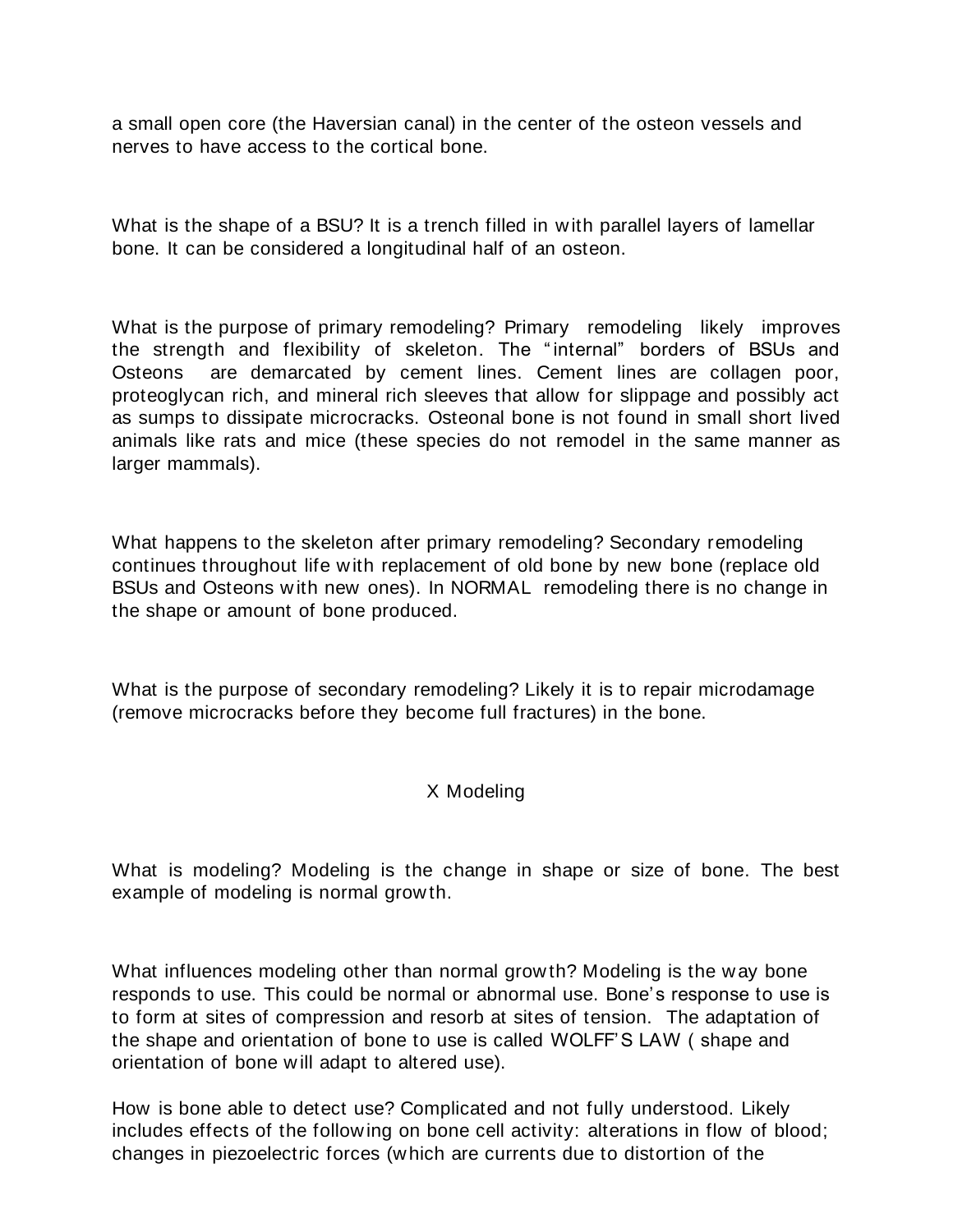a small open core (the Haversian canal) in the center of the osteon vessels and nerves to have access to the cortical bone.

What is the shape of a BSU? It is a trench filled in with parallel layers of lamellar bone. It can be considered a longitudinal half of an osteon.

What is the purpose of primary remodeling? Primary remodeling likely improves the strength and flexibility of skeleton. The "internal" borders of BSUs and Osteons are demarcated by cement lines. Cement lines are collagen poor, proteoglycan rich, and mineral rich sleeves that allow for slippage and possibly act as sumps to dissipate microcracks. Osteonal bone is not found in small short lived animals like rats and mice (these species do not remodel in the same manner as larger mammals).

What happens to the skeleton after primary remodeling? Secondary remodeling continues throughout life with replacement of old bone by new bone (replace old BSUs and Osteons with new ones). In NORMAL remodeling there is no change in the shape or amount of bone produced.

What is the purpose of secondary remodeling? Likely it is to repair microdamage (remove microcracks before they become full fractures) in the bone.

## X Modeling

What is modeling? Modeling is the change in shape or size of bone. The best example of modeling is normal growth.

What influences modeling other than normal growth? Modeling is the way bone responds to use. This could be normal or abnormal use. Bone's response to use is to form at sites of compression and resorb at sites of tension. The adaptation of the shape and orientation of bone to use is called WOLFF'S LAW ( shape and orientation of bone will adapt to altered use).

How is bone able to detect use? Complicated and not fully understood. Likely includes effects of the following on bone cell activity: alterations in flow of blood; changes in piezoelectric forces (which are currents due to distortion of the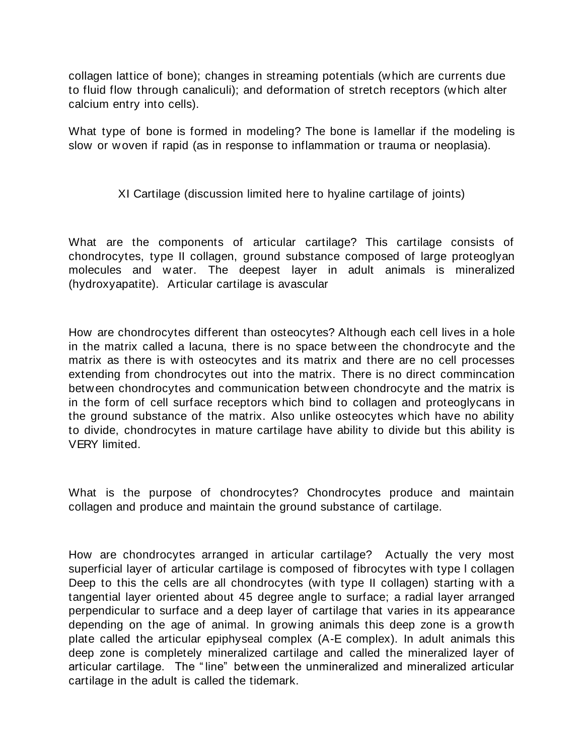collagen lattice of bone); changes in streaming potentials (which are currents due to fluid flow through canaliculi); and deformation of stretch receptors (which alter calcium entry into cells).

What type of bone is formed in modeling? The bone is lamellar if the modeling is slow or woven if rapid (as in response to inflammation or trauma or neoplasia).

## XI Cartilage (discussion limited here to hyaline cartilage of joints)

What are the components of articular cartilage? This cartilage consists of chondrocytes, type II collagen, ground substance composed of large proteoglyan molecules and water. The deepest layer in adult animals is mineralized (hydroxyapatite). Articular cartilage is avascular

How are chondrocytes different than osteocytes? Although each cell lives in a hole in the matrix called a lacuna, there is no space between the chondrocyte and the matrix as there is with osteocytes and its matrix and there are no cell processes extending from chondrocytes out into the matrix. There is no direct commincation between chondrocytes and communication between chondrocyte and the matrix is in the form of cell surface receptors which bind to collagen and proteoglycans in the ground substance of the matrix. Also unlike osteocytes which have no ability to divide, chondrocytes in mature cartilage have ability to divide but this ability is VERY limited.

What is the purpose of chondrocytes? Chondrocytes produce and maintain collagen and produce and maintain the ground substance of cartilage.

How are chondrocytes arranged in articular cartilage? Actually the very most superficial layer of articular cartilage is composed of fibrocytes with type I collagen Deep to this the cells are all chondrocytes (with type II collagen) starting with a tangential layer oriented about 45 degree angle to surface; a radial layer arranged perpendicular to surface and a deep layer of cartilage that varies in its appearance depending on the age of animal. In growing animals this deep zone is a growth plate called the articular epiphyseal complex (A-E complex). In adult animals this deep zone is completely mineralized cartilage and called the mineralized layer of articular cartilage. The "line" between the unmineralized and mineralized articular cartilage in the adult is called the tidemark.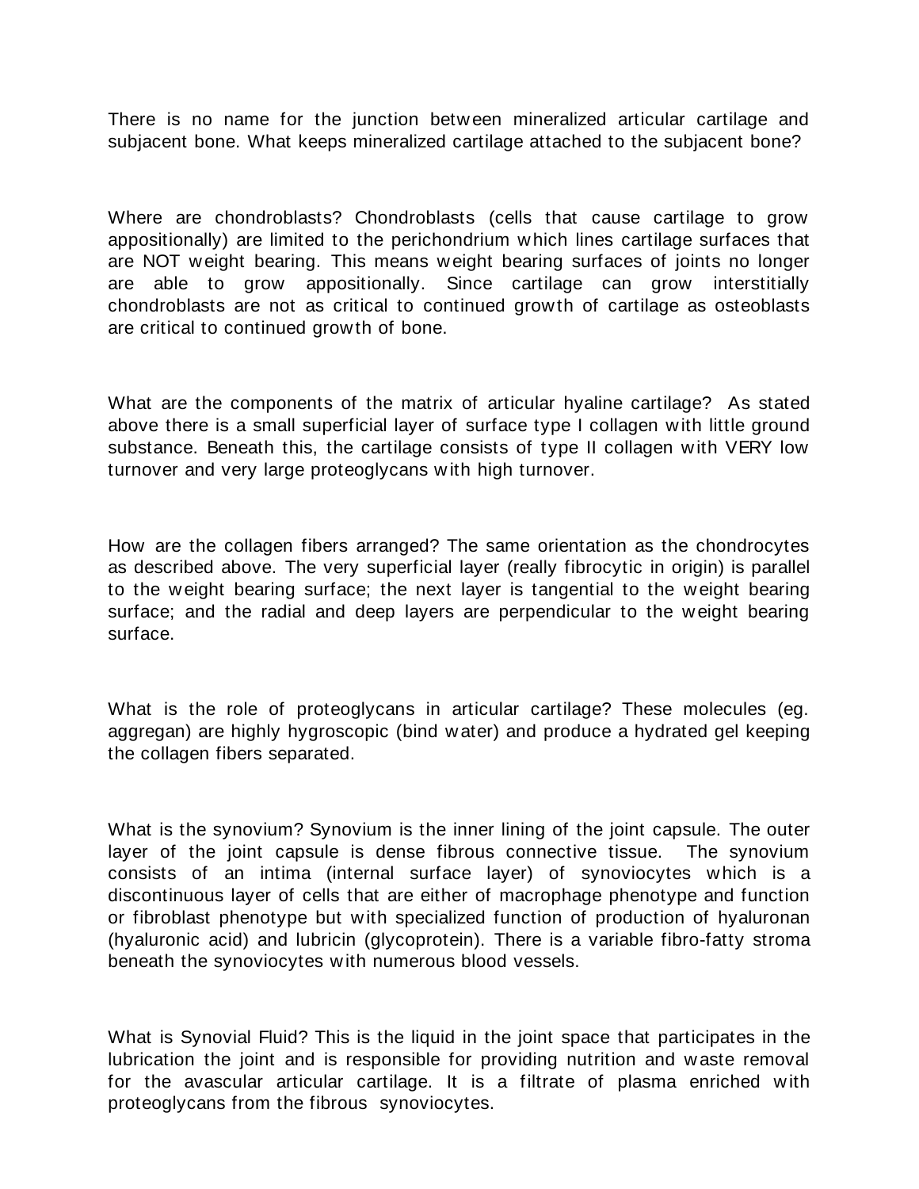There is no name for the junction between mineralized articular cartilage and subjacent bone. What keeps mineralized cartilage attached to the subjacent bone?

Where are chondroblasts? Chondroblasts (cells that cause cartilage to grow appositionally) are limited to the perichondrium which lines cartilage surfaces that are NOT weight bearing. This means weight bearing surfaces of joints no longer are able to grow appositionally. Since cartilage can grow interstitially chondroblasts are not as critical to continued growth of cartilage as osteoblasts are critical to continued growth of bone.

What are the components of the matrix of articular hyaline cartilage? As stated above there is a small superficial layer of surface type I collagen with little ground substance. Beneath this, the cartilage consists of type II collagen with VERY low turnover and very large proteoglycans with high turnover.

How are the collagen fibers arranged? The same orientation as the chondrocytes as described above. The very superficial layer (really fibrocytic in origin) is parallel to the weight bearing surface; the next layer is tangential to the weight bearing surface; and the radial and deep layers are perpendicular to the weight bearing surface.

What is the role of proteoglycans in articular cartilage? These molecules (eg. aggregan) are highly hygroscopic (bind water) and produce a hydrated gel keeping the collagen fibers separated.

What is the synovium? Synovium is the inner lining of the joint capsule. The outer layer of the joint capsule is dense fibrous connective tissue. The synovium consists of an intima (internal surface layer) of synoviocytes which is a discontinuous layer of cells that are either of macrophage phenotype and function or fibroblast phenotype but with specialized function of production of hyaluronan (hyaluronic acid) and lubricin (glycoprotein). There is a variable fibro-fatty stroma beneath the synoviocytes with numerous blood vessels.

What is Synovial Fluid? This is the liquid in the joint space that participates in the lubrication the joint and is responsible for providing nutrition and waste removal for the avascular articular cartilage. It is a filtrate of plasma enriched with proteoglycans from the fibrous synoviocytes.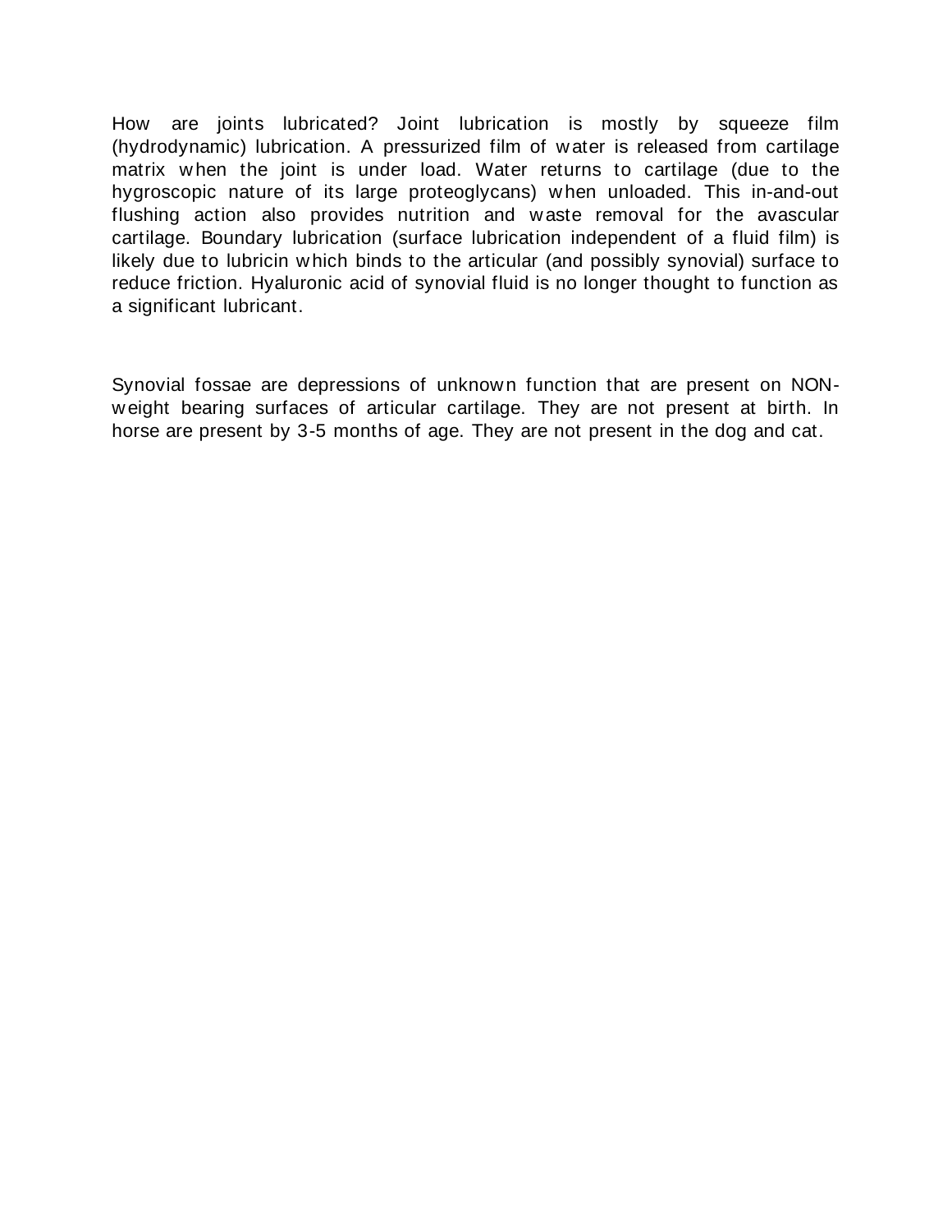How are joints lubricated? Joint lubrication is mostly by squeeze film (hydrodynamic) lubrication. A pressurized film of water is released from cartilage matrix when the joint is under load. Water returns to cartilage (due to the hygroscopic nature of its large proteoglycans) when unloaded. This in-and-out flushing action also provides nutrition and waste removal for the avascular cartilage. Boundary lubrication (surface lubrication independent of a fluid film) is likely due to lubricin which binds to the articular (and possibly synovial) surface to reduce friction. Hyaluronic acid of synovial fluid is no longer thought to function as a significant lubricant.

Synovial fossae are depressions of unknown function that are present on NON-weight bearing surfaces of articular cartilage. They are not present at birth. In horse are present by 3-5 months of age. They are not present in the dog and cat.